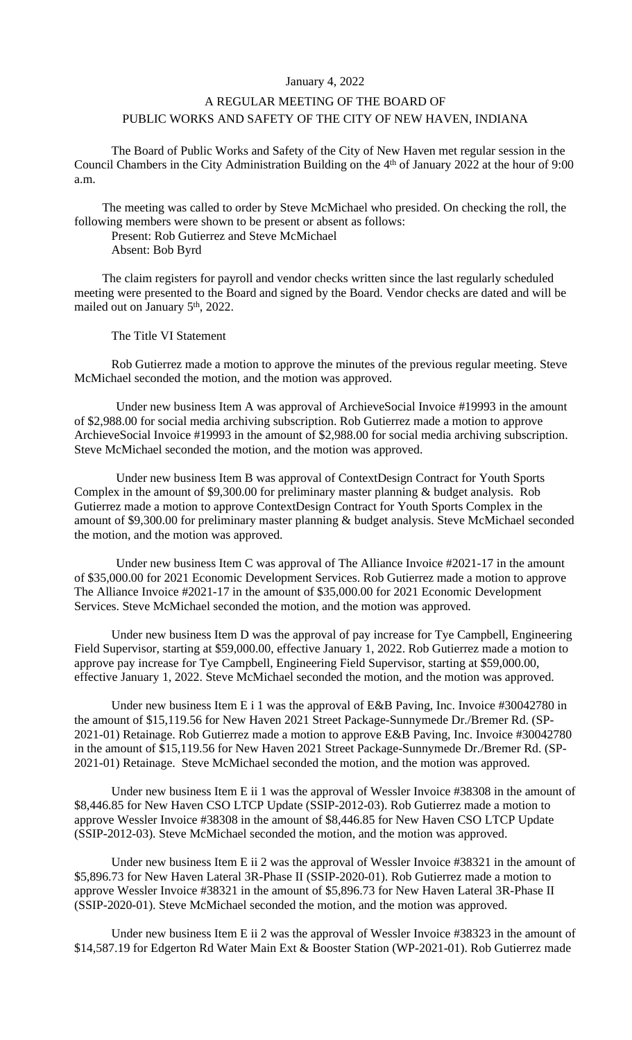January 4, 2022

# A REGULAR MEETING OF THE BOARD OF PUBLIC WORKS AND SAFETY OF THE CITY OF NEW HAVEN, INDIANA

The Board of Public Works and Safety of the City of New Haven met regular session in the Council Chambers in the City Administration Building on the 4th of January 2022 at the hour of 9:00 a.m.

The meeting was called to order by Steve McMichael who presided. On checking the roll, the following members were shown to be present or absent as follows:

Present: Rob Gutierrez and Steve McMichael
Absent: Bob Byrd

The claim registers for payroll and vendor checks written since the last regularly scheduled meeting were presented to the Board and signed by the Board. Vendor checks are dated and will be mailed out on January 5th, 2022.

The Title VI Statement

Rob Gutierrez made a motion to approve the minutes of the previous regular meeting. Steve McMichael seconded the motion, and the motion was approved.

Under new business Item A was approval of ArchieveSocial Invoice #19993 in the amount of $2,988.00 for social media archiving subscription. Rob Gutierrez made a motion to approve ArchieveSocial Invoice #19993 in the amount of $2,988.00 for social media archiving subscription. Steve McMichael seconded the motion, and the motion was approved.

Under new business Item B was approval of ContextDesign Contract for Youth Sports Complex in the amount of $9,300.00 for preliminary master planning & budget analysis. Rob Gutierrez made a motion to approve ContextDesign Contract for Youth Sports Complex in the amount of $9,300.00 for preliminary master planning & budget analysis. Steve McMichael seconded the motion, and the motion was approved.

Under new business Item C was approval of The Alliance Invoice #2021-17 in the amount of $35,000.00 for 2021 Economic Development Services. Rob Gutierrez made a motion to approve The Alliance Invoice #2021-17 in the amount of $35,000.00 for 2021 Economic Development Services. Steve McMichael seconded the motion, and the motion was approved.

Under new business Item D was the approval of pay increase for Tye Campbell, Engineering Field Supervisor, starting at $59,000.00, effective January 1, 2022. Rob Gutierrez made a motion to approve pay increase for Tye Campbell, Engineering Field Supervisor, starting at $59,000.00, effective January 1, 2022. Steve McMichael seconded the motion, and the motion was approved.

Under new business Item E i 1 was the approval of E&B Paving, Inc. Invoice #30042780 in the amount of $15,119.56 for New Haven 2021 Street Package-Sunnymede Dr./Bremer Rd. (SP-2021-01) Retainage. Rob Gutierrez made a motion to approve E&B Paving, Inc. Invoice #30042780 in the amount of $15,119.56 for New Haven 2021 Street Package-Sunnymede Dr./Bremer Rd. (SP-2021-01) Retainage. Steve McMichael seconded the motion, and the motion was approved.

Under new business Item E ii 1 was the approval of Wessler Invoice #38308 in the amount of $8,446.85 for New Haven CSO LTCP Update (SSIP-2012-03). Rob Gutierrez made a motion to approve Wessler Invoice #38308 in the amount of $8,446.85 for New Haven CSO LTCP Update (SSIP-2012-03). Steve McMichael seconded the motion, and the motion was approved.

Under new business Item E ii 2 was the approval of Wessler Invoice #38321 in the amount of $5,896.73 for New Haven Lateral 3R-Phase II (SSIP-2020-01). Rob Gutierrez made a motion to approve Wessler Invoice #38321 in the amount of $5,896.73 for New Haven Lateral 3R-Phase II (SSIP-2020-01). Steve McMichael seconded the motion, and the motion was approved.

Under new business Item E ii 2 was the approval of Wessler Invoice #38323 in the amount of $14,587.19 for Edgerton Rd Water Main Ext & Booster Station (WP-2021-01). Rob Gutierrez made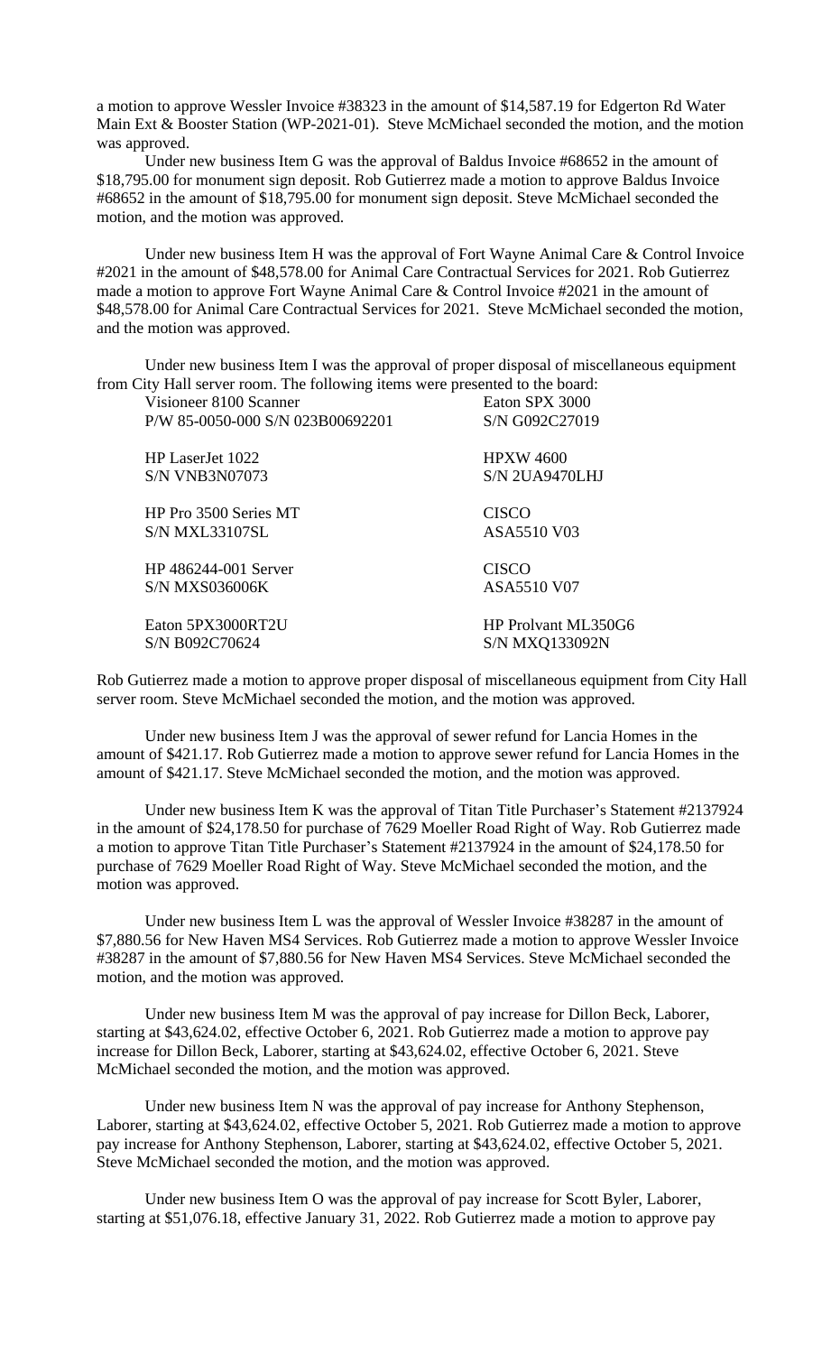a motion to approve Wessler Invoice #38323 in the amount of $14,587.19 for Edgerton Rd Water Main Ext & Booster Station (WP-2021-01). Steve McMichael seconded the motion, and the motion was approved.

Under new business Item G was the approval of Baldus Invoice #68652 in the amount of $18,795.00 for monument sign deposit. Rob Gutierrez made a motion to approve Baldus Invoice #68652 in the amount of $18,795.00 for monument sign deposit. Steve McMichael seconded the motion, and the motion was approved.

Under new business Item H was the approval of Fort Wayne Animal Care & Control Invoice #2021 in the amount of $48,578.00 for Animal Care Contractual Services for 2021. Rob Gutierrez made a motion to approve Fort Wayne Animal Care & Control Invoice #2021 in the amount of $48,578.00 for Animal Care Contractual Services for 2021. Steve McMichael seconded the motion, and the motion was approved.

Under new business Item I was the approval of proper disposal of miscellaneous equipment from City Hall server room. The following items were presented to the board:

| | |
|---|---|
| Visioneer 8100 Scanner<br>P/W 85-0050-000 S/N 023B00692201 | Eaton SPX 3000<br>S/N G092C27019 |
| HP LaserJet 1022<br>S/N VNB3N07073 | HPXW 4600<br>S/N 2UA9470LHJ |
| HP Pro 3500 Series MT<br>S/N MXL33107SL | CISCO<br>ASA5510 V03 |
| HP 486244-001 Server<br>S/N MXS036006K | CISCO<br>ASA5510 V07 |
| Eaton 5PX3000RT2U<br>S/N B092C70624 | HP Prolvant ML350G6<br>S/N MXQ133092N |

Rob Gutierrez made a motion to approve proper disposal of miscellaneous equipment from City Hall server room. Steve McMichael seconded the motion, and the motion was approved.

Under new business Item J was the approval of sewer refund for Lancia Homes in the amount of $421.17. Rob Gutierrez made a motion to approve sewer refund for Lancia Homes in the amount of $421.17. Steve McMichael seconded the motion, and the motion was approved.

Under new business Item K was the approval of Titan Title Purchaser's Statement #2137924 in the amount of $24,178.50 for purchase of 7629 Moeller Road Right of Way. Rob Gutierrez made a motion to approve Titan Title Purchaser's Statement #2137924 in the amount of $24,178.50 for purchase of 7629 Moeller Road Right of Way. Steve McMichael seconded the motion, and the motion was approved.

Under new business Item L was the approval of Wessler Invoice #38287 in the amount of $7,880.56 for New Haven MS4 Services. Rob Gutierrez made a motion to approve Wessler Invoice #38287 in the amount of $7,880.56 for New Haven MS4 Services. Steve McMichael seconded the motion, and the motion was approved.

Under new business Item M was the approval of pay increase for Dillon Beck, Laborer, starting at $43,624.02, effective October 6, 2021. Rob Gutierrez made a motion to approve pay increase for Dillon Beck, Laborer, starting at $43,624.02, effective October 6, 2021. Steve McMichael seconded the motion, and the motion was approved.

Under new business Item N was the approval of pay increase for Anthony Stephenson, Laborer, starting at $43,624.02, effective October 5, 2021. Rob Gutierrez made a motion to approve pay increase for Anthony Stephenson, Laborer, starting at $43,624.02, effective October 5, 2021. Steve McMichael seconded the motion, and the motion was approved.

Under new business Item O was the approval of pay increase for Scott Byler, Laborer, starting at $51,076.18, effective January 31, 2022. Rob Gutierrez made a motion to approve pay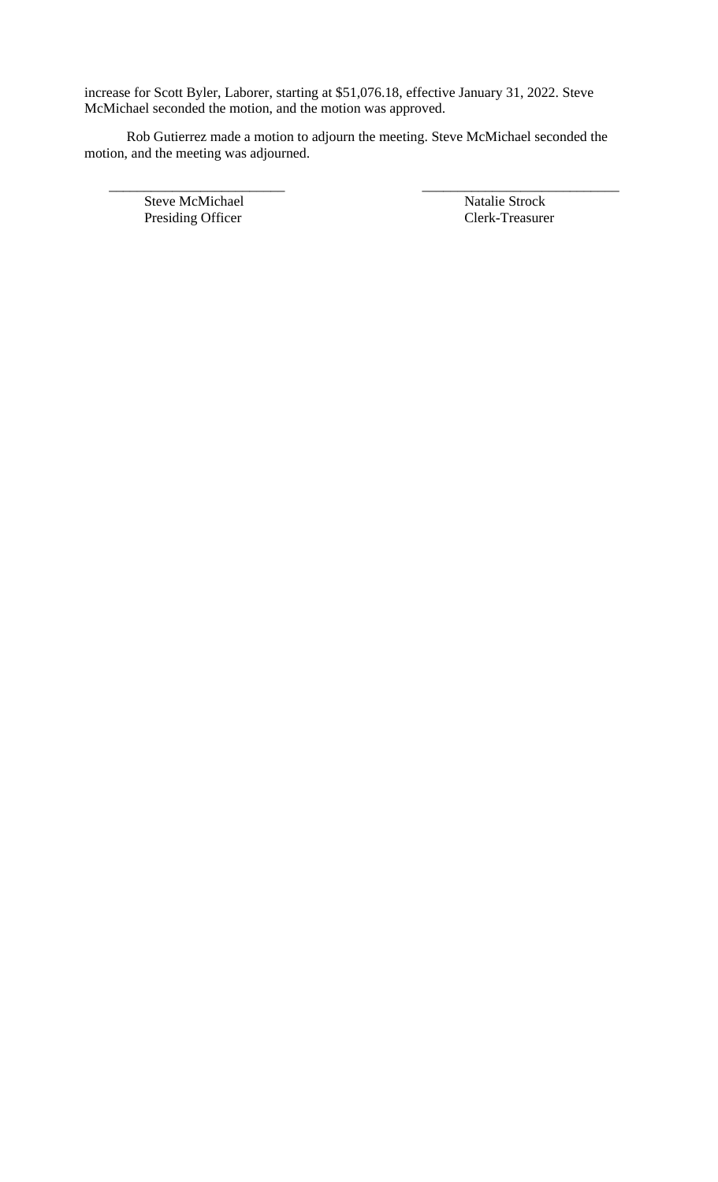increase for Scott Byler, Laborer, starting at $51,076.18, effective January 31, 2022. Steve McMichael seconded the motion, and the motion was approved.

Rob Gutierrez made a motion to adjourn the meeting. Steve McMichael seconded the motion, and the meeting was adjourned.

| | |
|---|---|
| _________________________ | _____________________________ |
| Steve McMichael | Natalie Strock |
| Presiding Officer | Clerk-Treasurer |